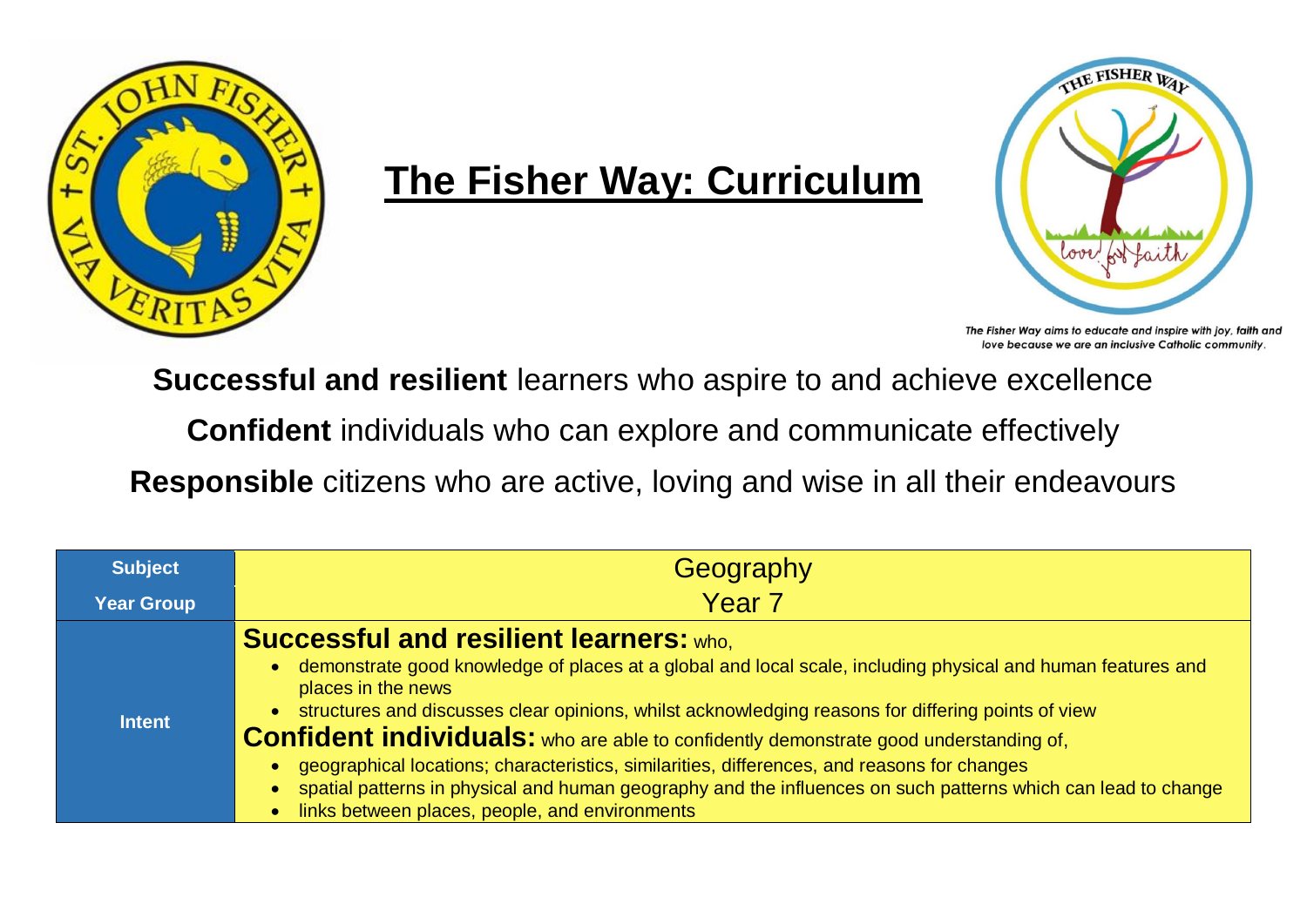# The Fisher Way: Curriculum

*The Fisher Way aims to educate and inspire with joy, faith and love because we are an inclusive Catholic community.*

**Successful and resilient** learners who aspire to and achieve excellence

**Confident** individuals who can explore and communicate effectively

**Responsible** citizens who are active, loving and wise in all their endeavours

| **Subject** | Geography |
|---|---|
| **Year Group** | Year 7 |
| **Intent** | **Successful and resilient learners:** who,<br>• demonstrate good knowledge of places at a global and local scale, including physical and human features and places in the news<br>• structures and discusses clear opinions, whilst acknowledging reasons for differing points of view<br>**Confident individuals:** who are able to confidently demonstrate good understanding of,<br>• geographical locations; characteristics, similarities, differences, and reasons for changes<br>• spatial patterns in physical and human geography and the influences on such patterns which can lead to change<br>• links between places, people, and environments |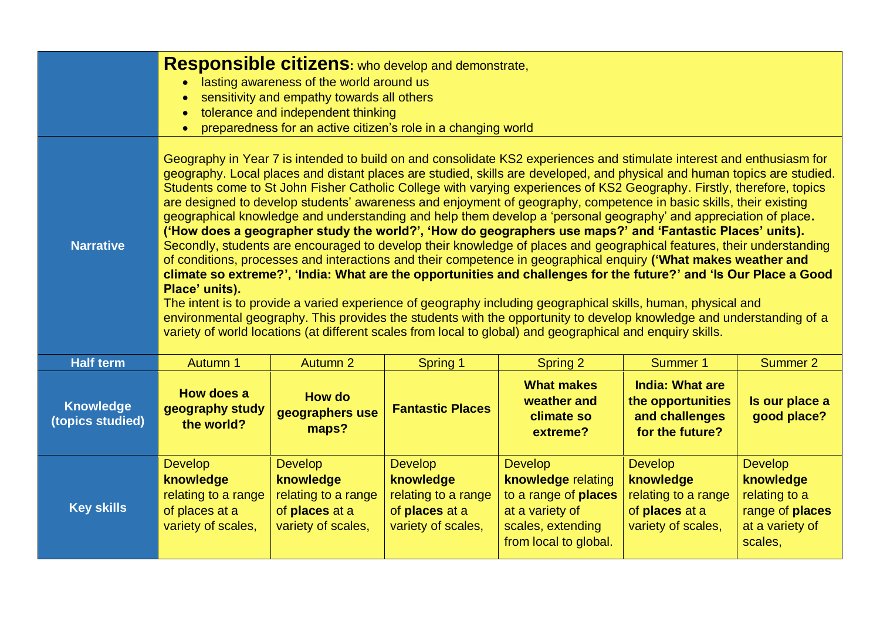| | | | | | | |
|---|---|---|---|---|---|---|
| | **Responsible citizens**: who develop and demonstrate,<br>• lasting awareness of the world around us<br>• sensitivity and empathy towards all others<br>• tolerance and independent thinking<br>• preparedness for an active citizen's role in a changing world | | | | | |
| **Narrative** | Geography in Year 7 is intended to build on and consolidate KS2 experiences and stimulate interest and enthusiasm for geography. Local places and distant places are studied, skills are developed, and physical and human topics are studied. Students come to St John Fisher Catholic College with varying experiences of KS2 Geography. Firstly, therefore, topics are designed to develop students' awareness and enjoyment of geography, competence in basic skills, their existing geographical knowledge and understanding and help them develop a 'personal geography' and appreciation of place**.** **('How does a geographer study the world?', 'How do geographers use maps?' and 'Fantastic Places' units).** Secondly, students are encouraged to develop their knowledge of places and geographical features, their understanding of conditions, processes and interactions and their competence in geographical enquiry **('What makes weather and climate so extreme?', 'India: What are the opportunities and challenges for the future?' and 'Is Our Place a Good Place' units).**<br>The intent is to provide a varied experience of geography including geographical skills, human, physical and environmental geography. This provides the students with the opportunity to develop knowledge and understanding of a variety of world locations (at different scales from local to global) and geographical and enquiry skills. | | | | | |
| **Half term** | Autumn 1 | Autumn 2 | Spring 1 | Spring 2 | Summer 1 | Summer 2 |
| **Knowledge (topics studied)** | **How does a geography study the world?** | **How do geographers use maps?** | **Fantastic Places** | **What makes weather and climate so extreme?** | **India: What are the opportunities and challenges for the future?** | **Is our place a good place?** |
| **Key skills** | Develop **knowledge** relating to a range of places at a variety of scales, | Develop **knowledge** relating to a range of **places** at a variety of scales, | Develop **knowledge** relating to a range of **places** at a variety of scales, | Develop **knowledge** relating to a range of **places** at a variety of scales, extending from local to global. | Develop **knowledge** relating to a range of **places** at a variety of scales, | Develop **knowledge** relating to a range of **places** at a variety of scales, |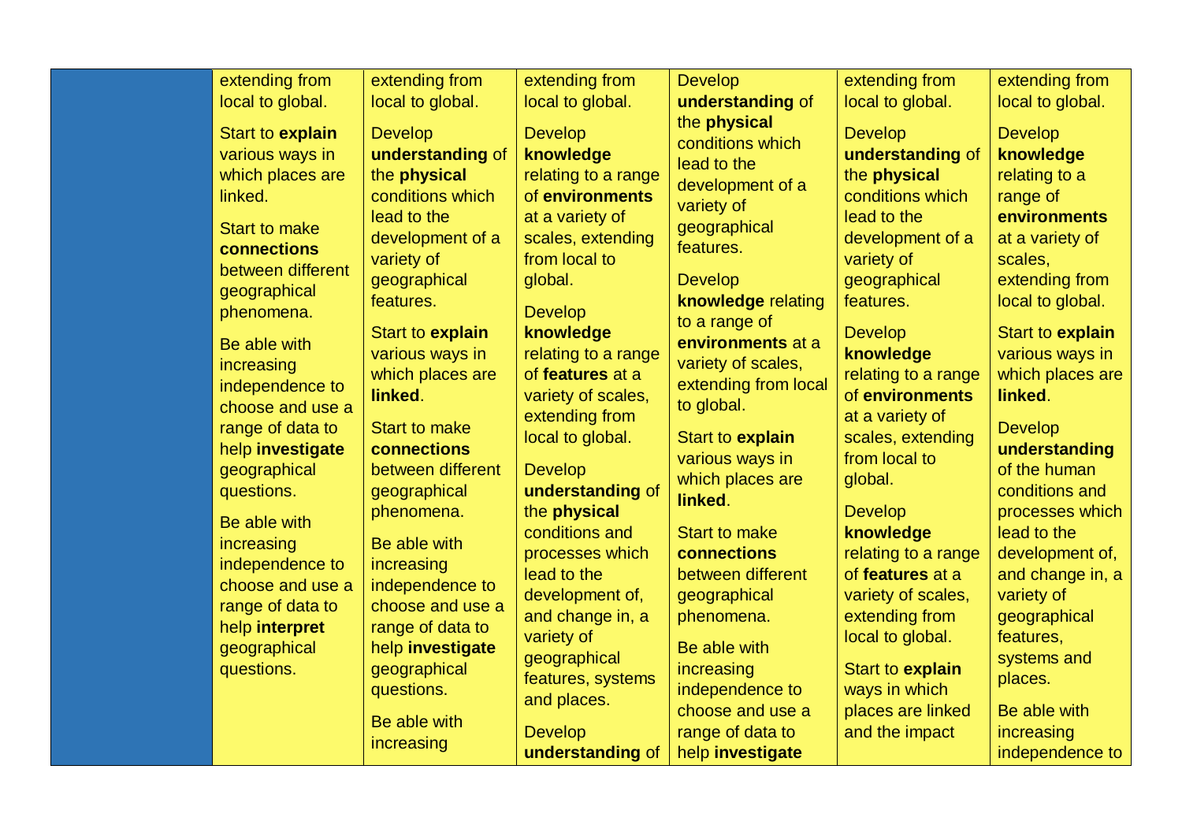| | | | | | | |
|---|---|---|---|---|---|---|
| | extending from local to global.<br><br>Start to **explain** various ways in which places are linked.<br><br>Start to make **connections** between different geographical phenomena.<br><br>Be able with increasing independence to choose and use a range of data to help **investigate** geographical questions.<br><br>Be able with increasing independence to choose and use a range of data to help **interpret** geographical questions. | extending from local to global.<br><br>Develop **understanding** of the **physical** conditions which lead to the development of a variety of geographical features.<br><br>Start to **explain** various ways in which places are **linked**.<br><br>Start to make **connections** between different geographical phenomena.<br><br>Be able with increasing independence to choose and use a range of data to help **investigate** geographical questions.<br><br>Be able with increasing | extending from local to global.<br><br>Develop **knowledge** relating to a range of **environments** at a variety of scales, extending from local to global.<br><br>Develop **knowledge** relating to a range of **features** at a variety of scales, extending from local to global.<br><br>Develop **understanding** of the **physical** conditions and processes which lead to the development of, and change in, a variety of geographical features, systems and places.<br><br>Develop **understanding** of | Develop **understanding** of the **physical** conditions which lead to the development of a variety of geographical features.<br><br>Develop **knowledge** relating to a range of **environments** at a variety of scales, extending from local to global.<br><br>Start to **explain** various ways in which places are **linked**.<br><br>Start to make **connections** between different geographical phenomena.<br><br>Be able with increasing independence to choose and use a range of data to help **investigate** | extending from local to global.<br><br>Develop **understanding** of the **physical** conditions which lead to the development of a variety of geographical features.<br><br>Develop **knowledge** relating to a range of **environments** at a variety of scales, extending from local to global.<br><br>Develop **knowledge** relating to a range of **features** at a variety of scales, extending from local to global.<br><br>Start to **explain** ways in which places are linked and the impact | extending from local to global.<br><br>Develop **knowledge** relating to a range of **environments** at a variety of scales, extending from local to global.<br><br>Start to **explain** various ways in which places are **linked**.<br><br>Develop **understanding** of the human conditions and processes which lead to the development of, and change in, a variety of geographical features, systems and places.<br><br>Be able with increasing independence to |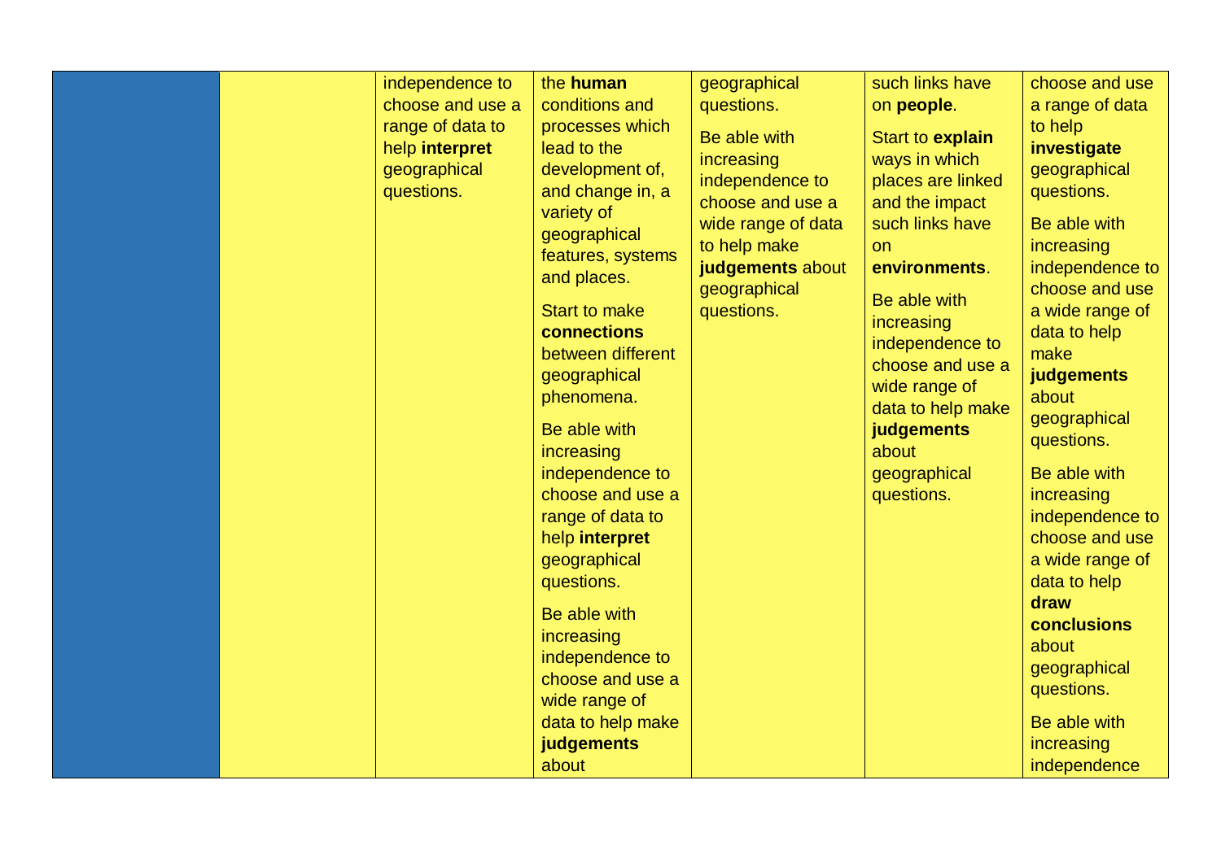| | | | | | | |
|---|---|---|---|---|---|---|
| | | independence to choose and use a range of data to help **interpret** geographical questions. | the **human** conditions and processes which lead to the development of, and change in, a variety of geographical features, systems and places.<br><br>Start to make **connections** between different geographical phenomena.<br><br>Be able with increasing independence to choose and use a range of data to help **interpret** geographical questions.<br><br>Be able with increasing independence to choose and use a wide range of data to help make **judgements** about | geographical questions.<br><br>Be able with increasing independence to choose and use a wide range of data to help make **judgements** about geographical questions. | such links have on **people**.<br><br>Start to **explain** ways in which places are linked and the impact such links have on **environments**.<br><br>Be able with increasing independence to choose and use a wide range of data to help make **judgements** about geographical questions. | choose and use a range of data to help **investigate** geographical questions.<br><br>Be able with increasing independence to choose and use a wide range of data to help make **judgements** about geographical questions.<br><br>Be able with increasing independence to choose and use a wide range of data to help **draw conclusions** about geographical questions.<br><br>Be able with increasing independence |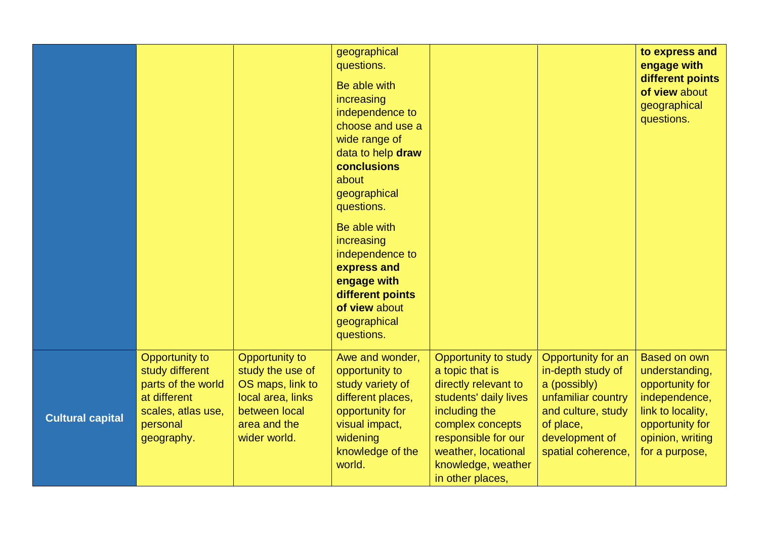| | | | | | | |
|---|---|---|---|---|---|---|
| | | | geographical questions.<br><br>Be able with increasing independence to choose and use a wide range of data to help **draw conclusions** about geographical questions.<br><br>Be able with increasing independence to **express and engage with different points of view** about geographical questions. | | | **to express and engage with different points of view** about geographical questions. |
| **Cultural capital** | Opportunity to study different parts of the world at different scales, atlas use, personal geography. | Opportunity to study the use of OS maps, link to local area, links between local area and the wider world. | Awe and wonder, opportunity to study variety of different places, opportunity for visual impact, widening knowledge of the world. | Opportunity to study a topic that is directly relevant to students' daily lives including the complex concepts responsible for our weather, locational knowledge, weather in other places, | Opportunity for an in-depth study of a (possibly) unfamiliar country and culture, study of place, development of spatial coherence, | Based on own understanding, opportunity for independence, link to locality, opportunity for opinion, writing for a purpose, |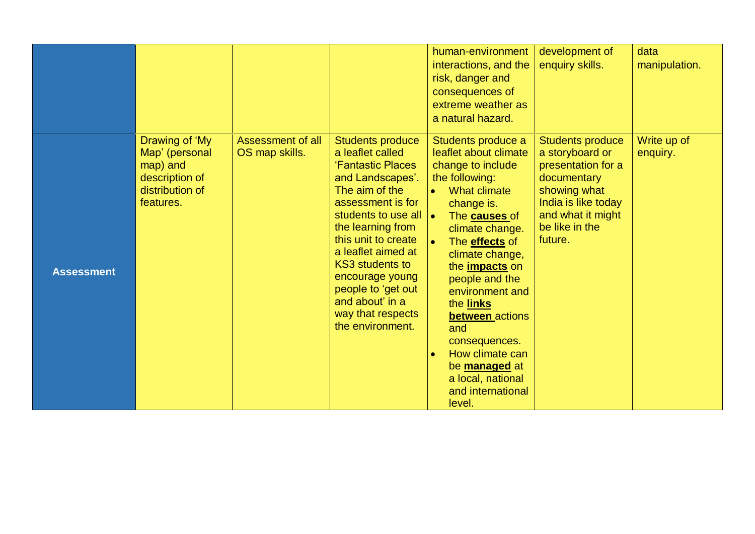| | | | | | | |
|---|---|---|---|---|---|---|
| | | | | human-environment interactions, and the risk, danger and consequences of extreme weather as a natural hazard. | development of enquiry skills. | data manipulation. |
| **Assessment** | Drawing of 'My Map' (personal map) and description of distribution of features. | Assessment of all OS map skills. | Students produce a leaflet called 'Fantastic Places and Landscapes'. The aim of the assessment is for students to use all the learning from this unit to create a leaflet aimed at KS3 students to encourage young people to 'get out and about' in a way that respects the environment. | Students produce a leaflet about climate change to include the following:<br>• What climate change is.<br>• The **causes** of climate change.<br>• The **effects** of climate change, the **impacts** on people and the environment and the **links between** actions and consequences.<br>• How climate can be **managed** at a local, national and international level. | Students produce a storyboard or presentation for a documentary showing what India is like today and what it might be like in the future. | Write up of enquiry. |